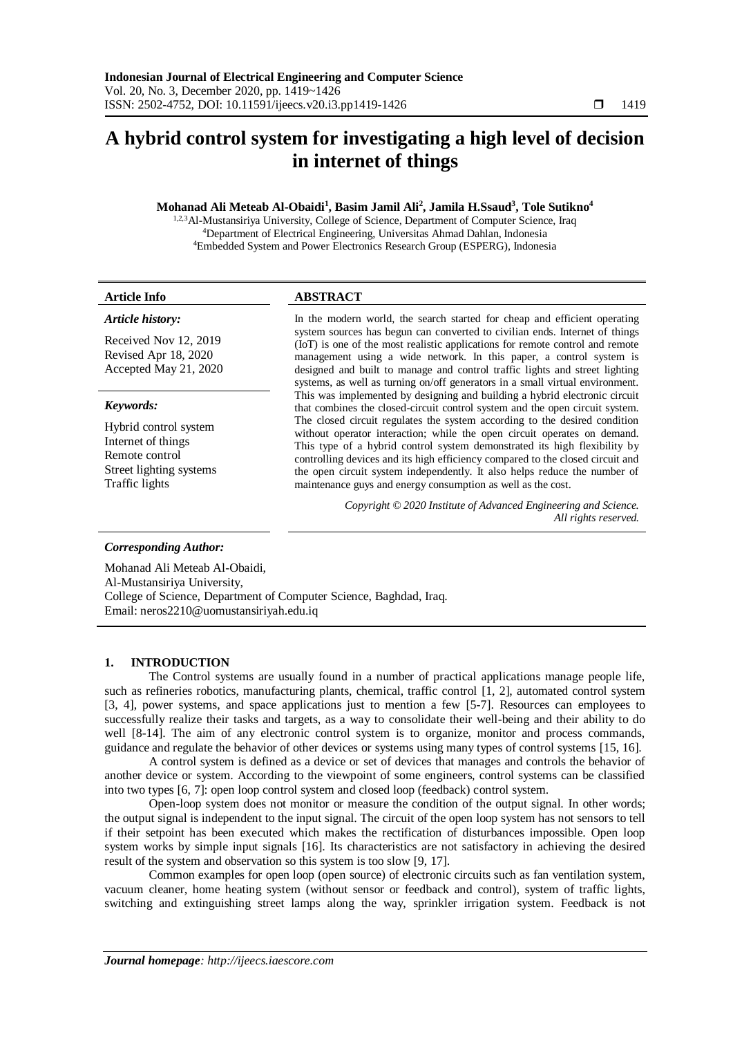# A hybrid control system for investigating a high level of decision in internet of things

**Mohanad Ali Meteab Al-Obaidi[1], Basim Jamil Ali[2], Jamila H.Ssaud[3], Tole Sutikno[4]**

[1,2,3]Al-Mustansiriya University, College of Science, Department of Computer Science, Iraq
[4]Department of Electrical Engineering, Universitas Ahmad Dahlan, Indonesia
[4]Embedded System and Power Electronics Research Group (ESPERG), Indonesia

**Article Info**

*Article history:*

Received Nov 12, 2019
Revised Apr 18, 2020
Accepted May 21, 2020

*Keywords:*

Hybrid control system
Internet of things
Remote control
Street lighting systems
Traffic lights

**ABSTRACT**

In the modern world, the search started for cheap and efficient operating system sources has begun can converted to civilian ends. Internet of things (IoT) is one of the most realistic applications for remote control and remote management using a wide network. In this paper, a control system is designed and built to manage and control traffic lights and street lighting systems, as well as turning on/off generators in a small virtual environment. This was implemented by designing and building a hybrid electronic circuit that combines the closed-circuit control system and the open circuit system. The closed circuit regulates the system according to the desired condition without operator interaction; while the open circuit operates on demand. This type of a hybrid control system demonstrated its high flexibility by controlling devices and its high efficiency compared to the closed circuit and the open circuit system independently. It also helps reduce the number of maintenance guys and energy consumption as well as the cost.

*Copyright © 2020 Institute of Advanced Engineering and Science. All rights reserved.*

***Corresponding Author:***

Mohanad Ali Meteab Al-Obaidi,
Al-Mustansiriya University,
College of Science, Department of Computer Science, Baghdad, Iraq.
Email: neros2210@uomustansiriyah.edu.iq

## 1. INTRODUCTION

The Control systems are usually found in a number of practical applications manage people life, such as refineries robotics, manufacturing plants, chemical, traffic control [1, 2], automated control system [3, 4], power systems, and space applications just to mention a few [5-7]. Resources can employees to successfully realize their tasks and targets, as a way to consolidate their well-being and their ability to do well [8-14]. The aim of any electronic control system is to organize, monitor and process commands, guidance and regulate the behavior of other devices or systems using many types of control systems [15, 16].

A control system is defined as a device or set of devices that manages and controls the behavior of another device or system. According to the viewpoint of some engineers, control systems can be classified into two types [6, 7]: open loop control system and closed loop (feedback) control system.

Open-loop system does not monitor or measure the condition of the output signal. In other words; the output signal is independent to the input signal. The circuit of the open loop system has not sensors to tell if their setpoint has been executed which makes the rectification of disturbances impossible. Open loop system works by simple input signals [16]. Its characteristics are not satisfactory in achieving the desired result of the system and observation so this system is too slow [9, 17].

Common examples for open loop (open source) of electronic circuits such as fan ventilation system, vacuum cleaner, home heating system (without sensor or feedback and control), system of traffic lights, switching and extinguishing street lamps along the way, sprinkler irrigation system. Feedback is not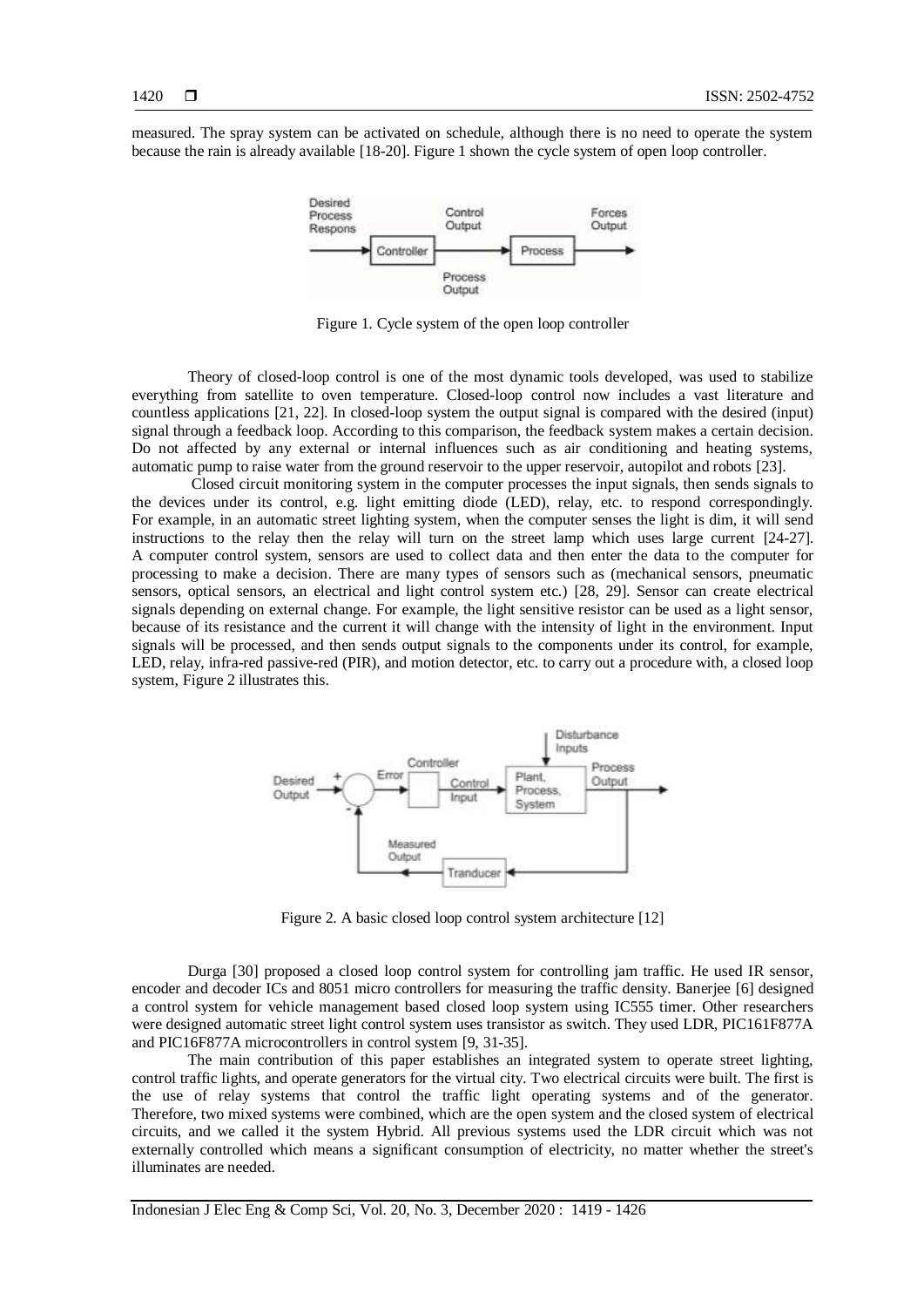measured. The spray system can be activated on schedule, although there is no need to operate the system because the rain is already available [18-20]. Figure 1 shown the cycle system of open loop controller.

Figure 1. Cycle system of the open loop controller

Theory of closed-loop control is one of the most dynamic tools developed, was used to stabilize everything from satellite to oven temperature. Closed-loop control now includes a vast literature and countless applications [21, 22]. In closed-loop system the output signal is compared with the desired (input) signal through a feedback loop. According to this comparison, the feedback system makes a certain decision. Do not affected by any external or internal influences such as air conditioning and heating systems, automatic pump to raise water from the ground reservoir to the upper reservoir, autopilot and robots [23].

Closed circuit monitoring system in the computer processes the input signals, then sends signals to the devices under its control, e.g. light emitting diode (LED), relay, etc. to respond correspondingly. For example, in an automatic street lighting system, when the computer senses the light is dim, it will send instructions to the relay then the relay will turn on the street lamp which uses large current [24-27]. A computer control system, sensors are used to collect data and then enter the data to the computer for processing to make a decision. There are many types of sensors such as (mechanical sensors, pneumatic sensors, optical sensors, an electrical and light control system etc.) [28, 29]. Sensor can create electrical signals depending on external change. For example, the light sensitive resistor can be used as a light sensor, because of its resistance and the current it will change with the intensity of light in the environment. Input signals will be processed, and then sends output signals to the components under its control, for example, LED, relay, infra-red passive-red (PIR), and motion detector, etc. to carry out a procedure with, a closed loop system, Figure 2 illustrates this.

Figure 2. A basic closed loop control system architecture [12]

Durga [30] proposed a closed loop control system for controlling jam traffic. He used IR sensor, encoder and decoder ICs and 8051 micro controllers for measuring the traffic density. Banerjee [6] designed a control system for vehicle management based closed loop system using IC555 timer. Other researchers were designed automatic street light control system uses transistor as switch. They used LDR, PIC161F877A and PIC16F877A microcontrollers in control system [9, 31-35].

The main contribution of this paper establishes an integrated system to operate street lighting, control traffic lights, and operate generators for the virtual city. Two electrical circuits were built. The first is the use of relay systems that control the traffic light operating systems and of the generator. Therefore, two mixed systems were combined, which are the open system and the closed system of electrical circuits, and we called it the system Hybrid. All previous systems used the LDR circuit which was not externally controlled which means a significant consumption of electricity, no matter whether the street's illuminates are needed.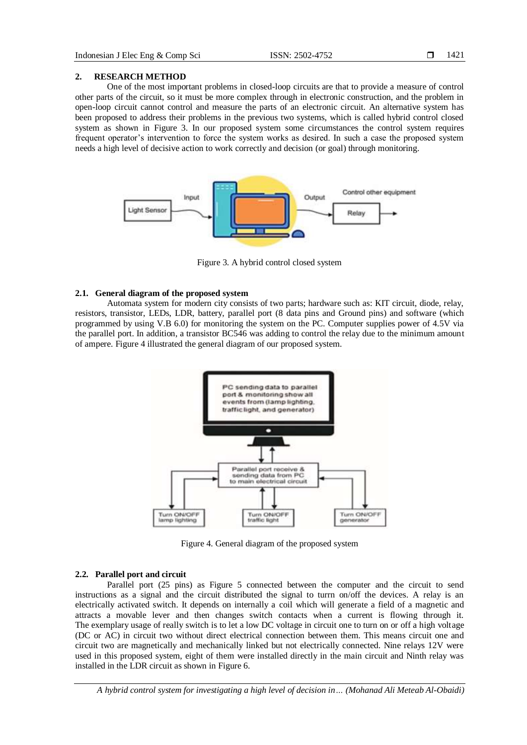## 2. RESEARCH METHOD

One of the most important problems in closed-loop circuits are that to provide a measure of control other parts of the circuit, so it must be more complex through in electronic construction, and the problem in open-loop circuit cannot control and measure the parts of an electronic circuit. An alternative system has been proposed to address their problems in the previous two systems, which is called hybrid control closed system as shown in Figure 3. In our proposed system some circumstances the control system requires frequent operator's intervention to force the system works as desired. In such a case the proposed system needs a high level of decisive action to work correctly and decision (or goal) through monitoring.

Figure 3. A hybrid control closed system

### 2.1. General diagram of the proposed system

Automata system for modern city consists of two parts; hardware such as: KIT circuit, diode, relay, resistors, transistor, LEDs, LDR, battery, parallel port (8 data pins and Ground pins) and software (which programmed by using V.B 6.0) for monitoring the system on the PC. Computer supplies power of 4.5V via the parallel port. In addition, a transistor BC546 was adding to control the relay due to the minimum amount of ampere. Figure 4 illustrated the general diagram of our proposed system.

Figure 4. General diagram of the proposed system

### 2.2. Parallel port and circuit

Parallel port (25 pins) as Figure 5 connected between the computer and the circuit to send instructions as a signal and the circuit distributed the signal to turrn on/off the devices. A relay is an electrically activated switch. It depends on internally a coil which will generate a field of a magnetic and attracts a movable lever and then changes switch contacts when a current is flowing through it. The exemplary usage of really switch is to let a low DC voltage in circuit one to turn on or off a high voltage (DC or AC) in circuit two without direct electrical connection between them. This means circuit one and circuit two are magnetically and mechanically linked but not electrically connected. Nine relays 12V were used in this proposed system, eight of them were installed directly in the main circuit and Ninth relay was installed in the LDR circuit as shown in Figure 6.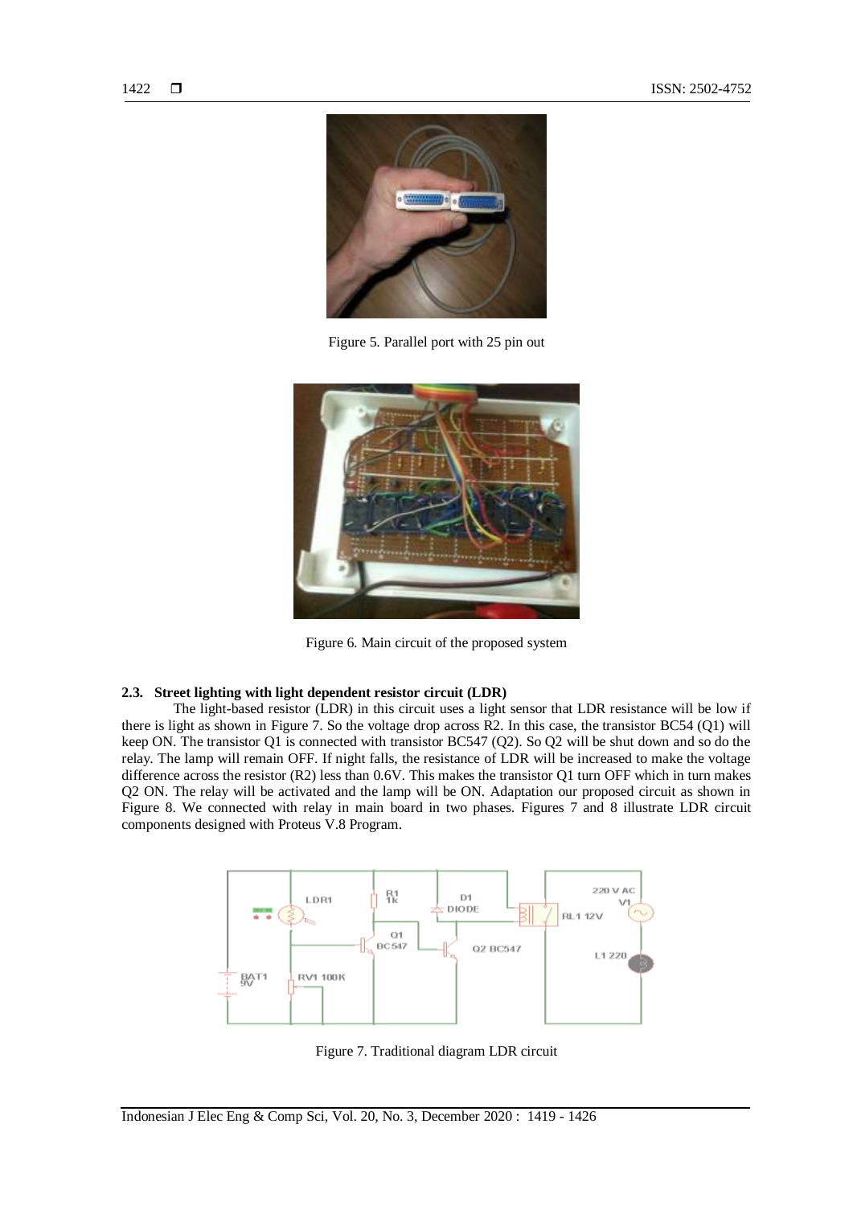Figure 5. Parallel port with 25 pin out

Figure 6. Main circuit of the proposed system

### 2.3. Street lighting with light dependent resistor circuit (LDR)

The light-based resistor (LDR) in this circuit uses a light sensor that LDR resistance will be low if there is light as shown in Figure 7. So the voltage drop across R2. In this case, the transistor BC54 (Q1) will keep ON. The transistor Q1 is connected with transistor BC547 (Q2). So Q2 will be shut down and so do the relay. The lamp will remain OFF. If night falls, the resistance of LDR will be increased to make the voltage difference across the resistor (R2) less than 0.6V. This makes the transistor Q1 turn OFF which in turn makes Q2 ON. The relay will be activated and the lamp will be ON. Adaptation our proposed circuit as shown in Figure 8. We connected with relay in main board in two phases. Figures 7 and 8 illustrate LDR circuit components designed with Proteus V.8 Program.

Figure 7. Traditional diagram LDR circuit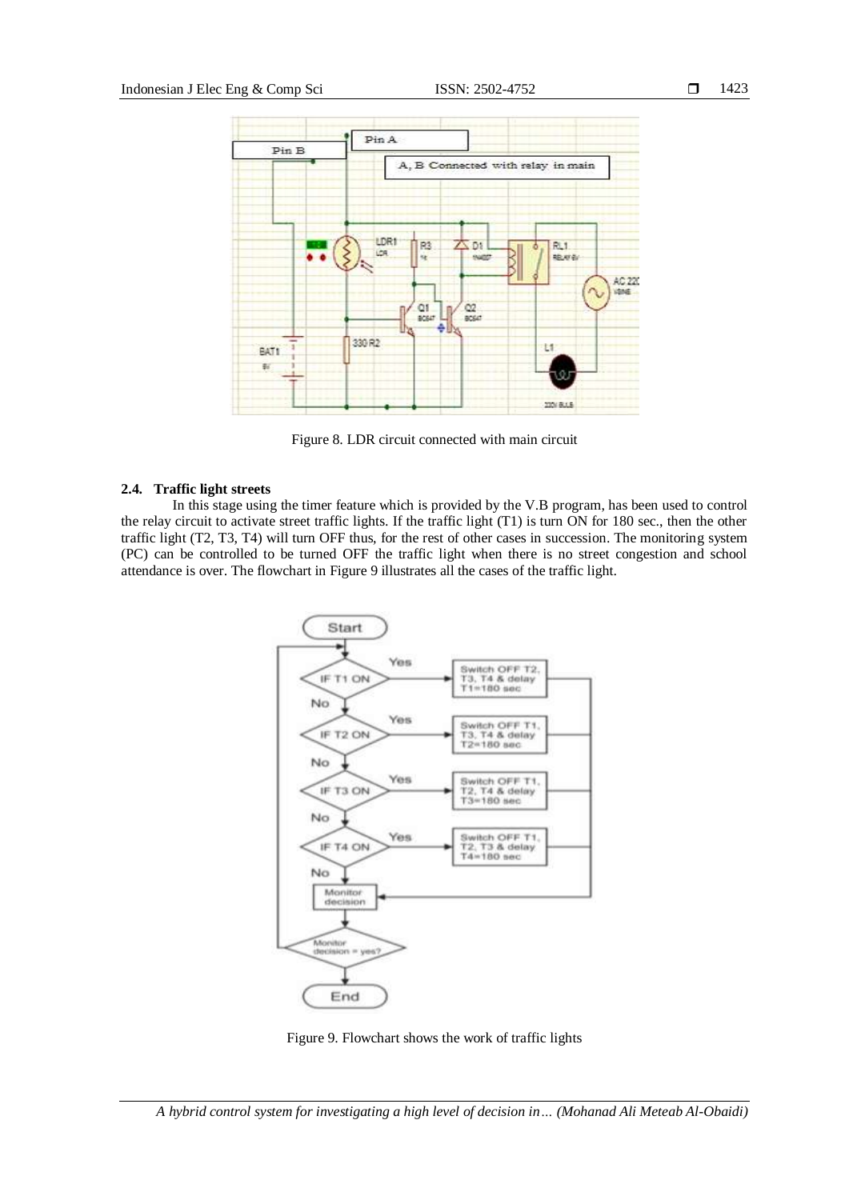Figure 8. LDR circuit connected with main circuit

### 2.4. Traffic light streets

In this stage using the timer feature which is provided by the V.B program, has been used to control the relay circuit to activate street traffic lights. If the traffic light (T1) is turn ON for 180 sec., then the other traffic light (T2, T3, T4) will turn OFF thus, for the rest of other cases in succession. The monitoring system (PC) can be controlled to be turned OFF the traffic light when there is no street congestion and school attendance is over. The flowchart in Figure 9 illustrates all the cases of the traffic light.

Figure 9. Flowchart shows the work of traffic lights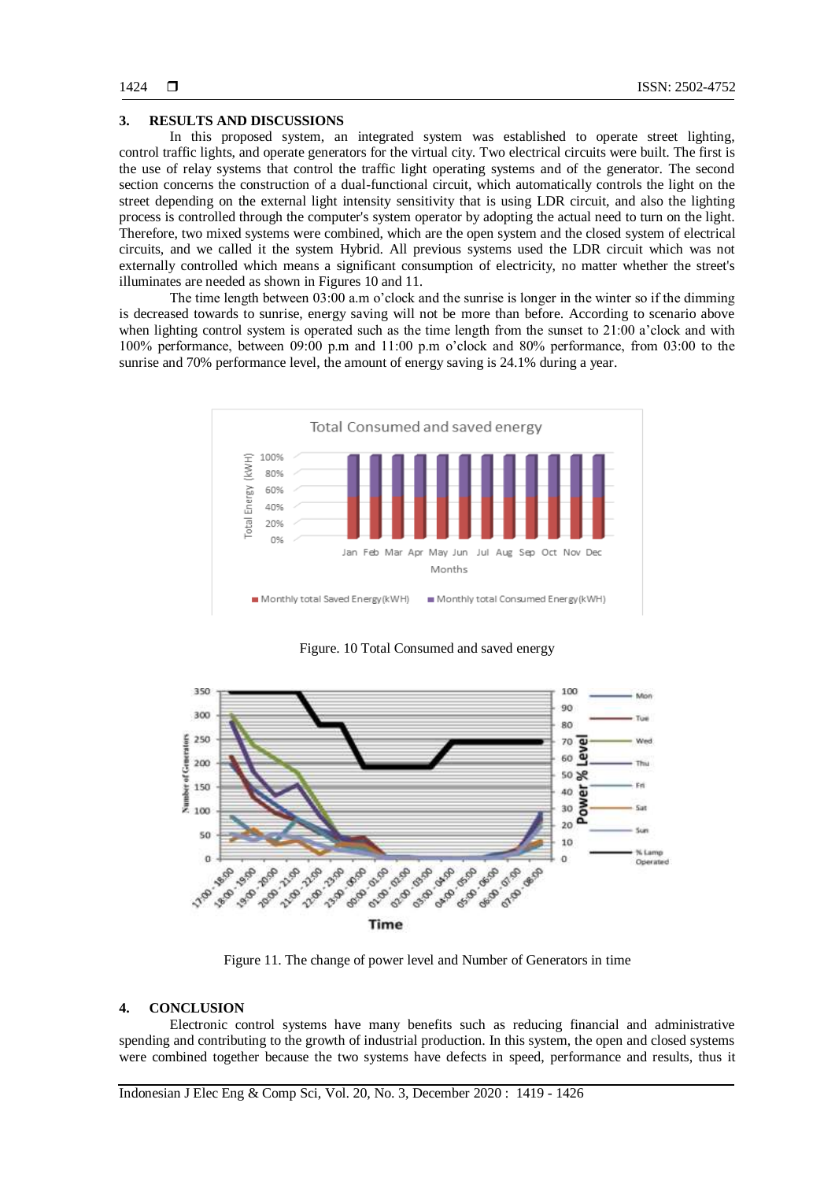## 3. RESULTS AND DISCUSSIONS

In this proposed system, an integrated system was established to operate street lighting, control traffic lights, and operate generators for the virtual city. Two electrical circuits were built. The first is the use of relay systems that control the traffic light operating systems and of the generator. The second section concerns the construction of a dual-functional circuit, which automatically controls the light on the street depending on the external light intensity sensitivity that is using LDR circuit, and also the lighting process is controlled through the computer's system operator by adopting the actual need to turn on the light. Therefore, two mixed systems were combined, which are the open system and the closed system of electrical circuits, and we called it the system Hybrid. All previous systems used the LDR circuit which was not externally controlled which means a significant consumption of electricity, no matter whether the street's illuminates are needed as shown in Figures 10 and 11.

The time length between 03:00 a.m o'clock and the sunrise is longer in the winter so if the dimming is decreased towards to sunrise, energy saving will not be more than before. According to scenario above when lighting control system is operated such as the time length from the sunset to 21:00 a'clock and with 100% performance, between 09:00 p.m and 11:00 p.m o'clock and 80% performance, from 03:00 to the sunrise and 70% performance level, the amount of energy saving is 24.1% during a year.

Figure. 10 Total Consumed and saved energy

Figure 11. The change of power level and Number of Generators in time

## 4. CONCLUSION

Electronic control systems have many benefits such as reducing financial and administrative spending and contributing to the growth of industrial production. In this system, the open and closed systems were combined together because the two systems have defects in speed, performance and results, thus it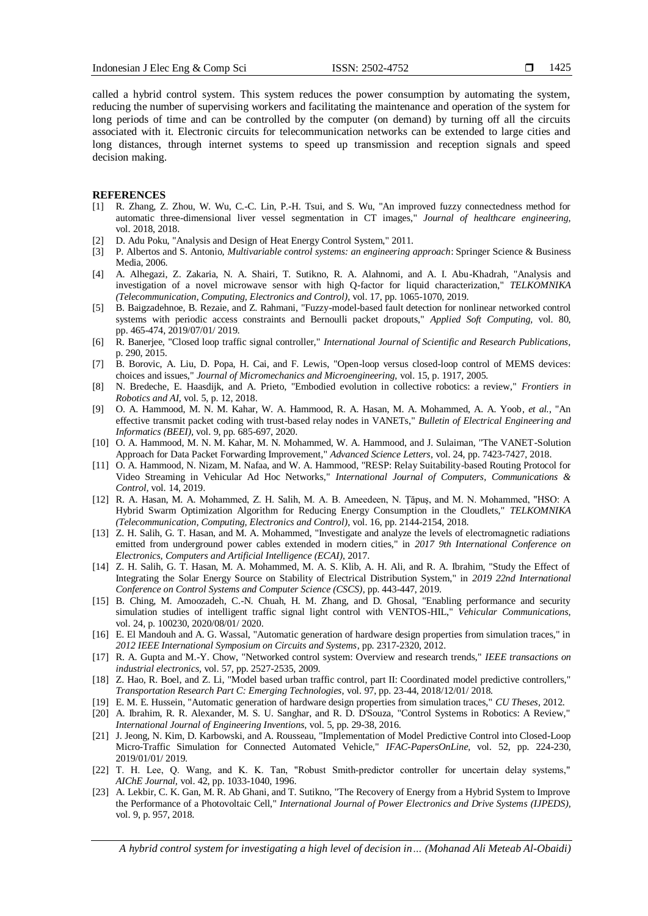called a hybrid control system. This system reduces the power consumption by automating the system, reducing the number of supervising workers and facilitating the maintenance and operation of the system for long periods of time and can be controlled by the computer (on demand) by turning off all the circuits associated with it. Electronic circuits for telecommunication networks can be extended to large cities and long distances, through internet systems to speed up transmission and reception signals and speed decision making.

## REFERENCES

[1] R. Zhang, Z. Zhou, W. Wu, C.-C. Lin, P.-H. Tsui, and S. Wu, "An improved fuzzy connectedness method for automatic three-dimensional liver vessel segmentation in CT images," *Journal of healthcare engineering,* vol. 2018, 2018.

[2] D. Adu Poku, "Analysis and Design of Heat Energy Control System," 2011.

[3] P. Albertos and S. Antonio, *Multivariable control systems: an engineering approach*: Springer Science & Business Media, 2006.

[4] A. Alhegazi, Z. Zakaria, N. A. Shairi, T. Sutikno, R. A. Alahnomi, and A. I. Abu-Khadrah, "Analysis and investigation of a novel microwave sensor with high Q-factor for liquid characterization," *TELKOMNIKA (Telecommunication, Computing, Electronics and Control),* vol. 17, pp. 1065-1070, 2019.

[5] B. Baigzadehnoe, B. Rezaie, and Z. Rahmani, "Fuzzy-model-based fault detection for nonlinear networked control systems with periodic access constraints and Bernoulli packet dropouts," *Applied Soft Computing,* vol. 80, pp. 465-474, 2019/07/01/ 2019.

[6] R. Banerjee, "Closed loop traffic signal controller," *International Journal of Scientific and Research Publications,* p. 290, 2015.

[7] B. Borovic, A. Liu, D. Popa, H. Cai, and F. Lewis, "Open-loop versus closed-loop control of MEMS devices: choices and issues," *Journal of Micromechanics and Microengineering,* vol. 15, p. 1917, 2005.

[8] N. Bredeche, E. Haasdijk, and A. Prieto, "Embodied evolution in collective robotics: a review," *Frontiers in Robotics and AI,* vol. 5, p. 12, 2018.

[9] O. A. Hammood, M. N. M. Kahar, W. A. Hammood, R. A. Hasan, M. A. Mohammed, A. A. Yoob, *et al.*, "An effective transmit packet coding with trust-based relay nodes in VANETs," *Bulletin of Electrical Engineering and Informatics (BEEI),* vol. 9, pp. 685-697, 2020.

[10] O. A. Hammood, M. N. M. Kahar, M. N. Mohammed, W. A. Hammood, and J. Sulaiman, "The VANET-Solution Approach for Data Packet Forwarding Improvement," *Advanced Science Letters,* vol. 24, pp. 7423-7427, 2018.

[11] O. A. Hammood, N. Nizam, M. Nafaa, and W. A. Hammood, "RESP: Relay Suitability-based Routing Protocol for Video Streaming in Vehicular Ad Hoc Networks," *International Journal of Computers, Communications & Control,* vol. 14, 2019.

[12] R. A. Hasan, M. A. Mohammed, Z. H. Salih, M. A. B. Ameedeen, N. Ţăpuş, and M. N. Mohammed, "HSO: A Hybrid Swarm Optimization Algorithm for Reducing Energy Consumption in the Cloudlets," *TELKOMNIKA (Telecommunication, Computing, Electronics and Control),* vol. 16, pp. 2144-2154, 2018.

[13] Z. H. Salih, G. T. Hasan, and M. A. Mohammed, "Investigate and analyze the levels of electromagnetic radiations emitted from underground power cables extended in modern cities," in *2017 9th International Conference on Electronics, Computers and Artificial Intelligence (ECAI)*, 2017.

[14] Z. H. Salih, G. T. Hasan, M. A. Mohammed, M. A. S. Klib, A. H. Ali, and R. A. Ibrahim, "Study the Effect of Integrating the Solar Energy Source on Stability of Electrical Distribution System," in *2019 22nd International Conference on Control Systems and Computer Science (CSCS)*, pp. 443-447, 2019.

[15] B. Ching, M. Amoozadeh, C.-N. Chuah, H. M. Zhang, and D. Ghosal, "Enabling performance and security simulation studies of intelligent traffic signal light control with VENTOS-HIL," *Vehicular Communications,* vol. 24, p. 100230, 2020/08/01/ 2020.

[16] E. El Mandouh and A. G. Wassal, "Automatic generation of hardware design properties from simulation traces," in *2012 IEEE International Symposium on Circuits and Systems*, pp. 2317-2320, 2012.

[17] R. A. Gupta and M.-Y. Chow, "Networked control system: Overview and research trends," *IEEE transactions on industrial electronics,* vol. 57, pp. 2527-2535, 2009.

[18] Z. Hao, R. Boel, and Z. Li, "Model based urban traffic control, part II: Coordinated model predictive controllers," *Transportation Research Part C: Emerging Technologies,* vol. 97, pp. 23-44, 2018/12/01/ 2018.

[19] E. M. E. Hussein, "Automatic generation of hardware design properties from simulation traces," *CU Theses*, 2012.

[20] A. Ibrahim, R. R. Alexander, M. S. U. Sanghar, and R. D. D'Souza, "Control Systems in Robotics: A Review," *International Journal of Engineering Inventions,* vol. 5, pp. 29-38, 2016.

[21] J. Jeong, N. Kim, D. Karbowski, and A. Rousseau, "Implementation of Model Predictive Control into Closed-Loop Micro-Traffic Simulation for Connected Automated Vehicle," *IFAC-PapersOnLine,* vol. 52, pp. 224-230, 2019/01/01/ 2019.

[22] T. H. Lee, Q. Wang, and K. K. Tan, "Robust Smith-predictor controller for uncertain delay systems," *AIChE Journal,* vol. 42, pp. 1033-1040, 1996.

[23] A. Lekbir, C. K. Gan, M. R. Ab Ghani, and T. Sutikno, "The Recovery of Energy from a Hybrid System to Improve the Performance of a Photovoltaic Cell," *International Journal of Power Electronics and Drive Systems (IJPEDS),* vol. 9, p. 957, 2018.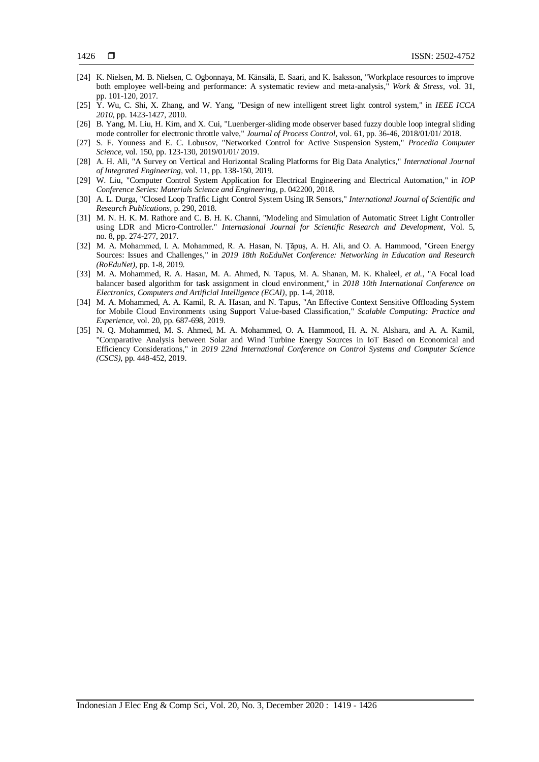[24] K. Nielsen, M. B. Nielsen, C. Ogbonnaya, M. Känsälä, E. Saari, and K. Isaksson, "Workplace resources to improve both employee well-being and performance: A systematic review and meta-analysis," *Work & Stress*, vol. 31, pp. 101-120, 2017.

[25] Y. Wu, C. Shi, X. Zhang, and W. Yang, "Design of new intelligent street light control system," in *IEEE ICCA 2010*, pp. 1423-1427, 2010.

[26] B. Yang, M. Liu, H. Kim, and X. Cui, "Luenberger-sliding mode observer based fuzzy double loop integral sliding mode controller for electronic throttle valve," *Journal of Process Control*, vol. 61, pp. 36-46, 2018/01/01/ 2018.

[27] S. F. Youness and E. C. Lobusov, "Networked Control for Active Suspension System," *Procedia Computer Science*, vol. 150, pp. 123-130, 2019/01/01/ 2019.

[28] A. H. Ali, "A Survey on Vertical and Horizontal Scaling Platforms for Big Data Analytics," *International Journal of Integrated Engineering*, vol. 11, pp. 138-150, 2019.

[29] W. Liu, "Computer Control System Application for Electrical Engineering and Electrical Automation," in *IOP Conference Series: Materials Science and Engineering*, p. 042200, 2018.

[30] A. L. Durga, "Closed Loop Traffic Light Control System Using IR Sensors," *International Journal of Scientific and Research Publications*, p. 290, 2018.

[31] M. N. H. K. M. Rathore and C. B. H. K. Channi, "Modeling and Simulation of Automatic Street Light Controller using LDR and Micro-Controller." *Internasional Journal for Scientific Research and Development*, Vol. 5, no. 8, pp. 274-277, 2017.

[32] M. A. Mohammed, I. A. Mohammed, R. A. Hasan, N. Ţăpuş, A. H. Ali, and O. A. Hammood, "Green Energy Sources: Issues and Challenges," in *2019 18th RoEduNet Conference: Networking in Education and Research (RoEduNet)*, pp. 1-8, 2019.

[33] M. A. Mohammed, R. A. Hasan, M. A. Ahmed, N. Tapus, M. A. Shanan, M. K. Khaleel, *et al.*, "A Focal load balancer based algorithm for task assignment in cloud environment," in *2018 10th International Conference on Electronics, Computers and Artificial Intelligence (ECAI)*, pp. 1-4, 2018.

[34] M. A. Mohammed, A. A. Kamil, R. A. Hasan, and N. Tapus, "An Effective Context Sensitive Offloading System for Mobile Cloud Environments using Support Value-based Classification," *Scalable Computing: Practice and Experience*, vol. 20, pp. 687-698, 2019.

[35] N. Q. Mohammed, M. S. Ahmed, M. A. Mohammed, O. A. Hammood, H. A. N. Alshara, and A. A. Kamil, "Comparative Analysis between Solar and Wind Turbine Energy Sources in IoT Based on Economical and Efficiency Considerations," in *2019 22nd International Conference on Control Systems and Computer Science (CSCS)*, pp. 448-452, 2019.